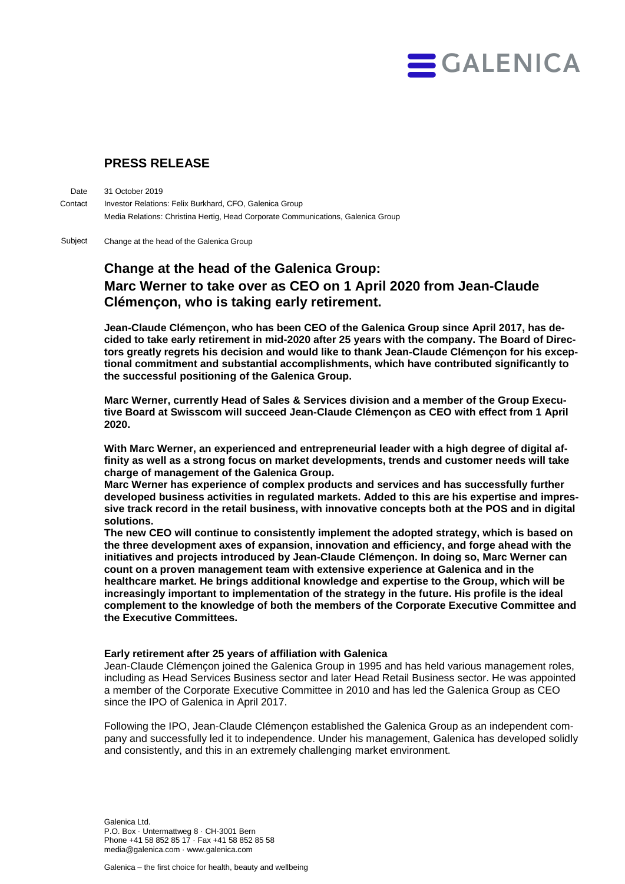GALENICA

## PRESS RELEASE

Date: 31 October 2019

Contact: Investor Relations: Felix Burkhard, CFO, Galenica Group
Media Relations: Christina Hertig, Head Corporate Communications, Galenica Group

Subject: Change at the head of the Galenica Group

# Change at the head of the Galenica Group: Marc Werner to take over as CEO on 1 April 2020 from Jean-Claude Clémençon, who is taking early retirement.

**Jean-Claude Clémençon, who has been CEO of the Galenica Group since April 2017, has decided to take early retirement in mid-2020 after 25 years with the company. The Board of Directors greatly regrets his decision and would like to thank Jean-Claude Clémençon for his exceptional commitment and substantial accomplishments, which have contributed significantly to the successful positioning of the Galenica Group.**

**Marc Werner, currently Head of Sales & Services division and a member of the Group Executive Board at Swisscom will succeed Jean-Claude Clémençon as CEO with effect from 1 April 2020.**

**With Marc Werner, an experienced and entrepreneurial leader with a high degree of digital affinity as well as a strong focus on market developments, trends and customer needs will take charge of management of the Galenica Group.**
**Marc Werner has experience of complex products and services and has successfully further developed business activities in regulated markets. Added to this are his expertise and impressive track record in the retail business, with innovative concepts both at the POS and in digital solutions.**
**The new CEO will continue to consistently implement the adopted strategy, which is based on the three development axes of expansion, innovation and efficiency, and forge ahead with the initiatives and projects introduced by Jean-Claude Clémençon. In doing so, Marc Werner can count on a proven management team with extensive experience at Galenica and in the healthcare market. He brings additional knowledge and expertise to the Group, which will be increasingly important to implementation of the strategy in the future. His profile is the ideal complement to the knowledge of both the members of the Corporate Executive Committee and the Executive Committees.**

### Early retirement after 25 years of affiliation with Galenica

Jean-Claude Clémençon joined the Galenica Group in 1995 and has held various management roles, including as Head Services Business sector and later Head Retail Business sector. He was appointed a member of the Corporate Executive Committee in 2010 and has led the Galenica Group as CEO since the IPO of Galenica in April 2017.

Following the IPO, Jean-Claude Clémençon established the Galenica Group as an independent company and successfully led it to independence. Under his management, Galenica has developed solidly and consistently, and this in an extremely challenging market environment.

Galenica Ltd.
P.O. Box · Untermattweg 8 · CH-3001 Bern
Phone +41 58 852 85 17 · Fax +41 58 852 85 58
media@galenica.com · www.galenica.com

Galenica – the first choice for health, beauty and wellbeing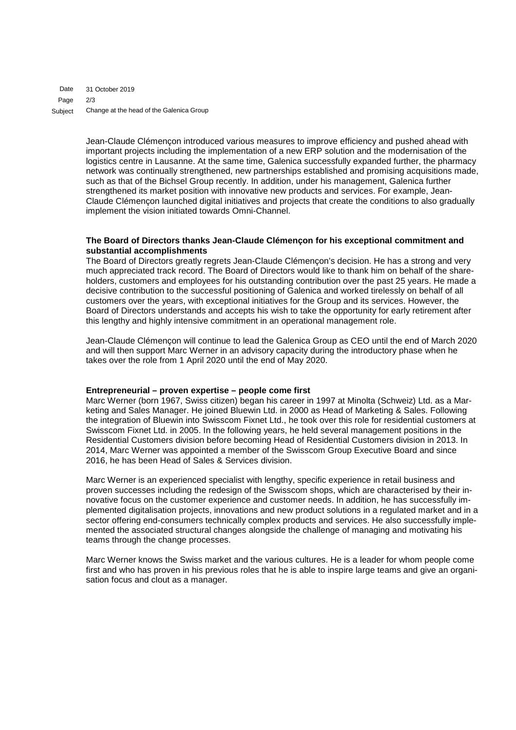Jean-Claude Clémençon introduced various measures to improve efficiency and pushed ahead with important projects including the implementation of a new ERP solution and the modernisation of the logistics centre in Lausanne. At the same time, Galenica successfully expanded further, the pharmacy network was continually strengthened, new partnerships established and promising acquisitions made, such as that of the Bichsel Group recently. In addition, under his management, Galenica further strengthened its market position with innovative new products and services. For example, Jean-Claude Clémençon launched digital initiatives and projects that create the conditions to also gradually implement the vision initiated towards Omni-Channel.

**The Board of Directors thanks Jean-Claude Clémençon for his exceptional commitment and substantial accomplishments**

The Board of Directors greatly regrets Jean-Claude Clémençon's decision. He has a strong and very much appreciated track record. The Board of Directors would like to thank him on behalf of the shareholders, customers and employees for his outstanding contribution over the past 25 years. He made a decisive contribution to the successful positioning of Galenica and worked tirelessly on behalf of all customers over the years, with exceptional initiatives for the Group and its services. However, the Board of Directors understands and accepts his wish to take the opportunity for early retirement after this lengthy and highly intensive commitment in an operational management role.

Jean-Claude Clémençon will continue to lead the Galenica Group as CEO until the end of March 2020 and will then support Marc Werner in an advisory capacity during the introductory phase when he takes over the role from 1 April 2020 until the end of May 2020.

**Entrepreneurial – proven expertise – people come first**

Marc Werner (born 1967, Swiss citizen) began his career in 1997 at Minolta (Schweiz) Ltd. as a Marketing and Sales Manager. He joined Bluewin Ltd. in 2000 as Head of Marketing & Sales. Following the integration of Bluewin into Swisscom Fixnet Ltd., he took over this role for residential customers at Swisscom Fixnet Ltd. in 2005. In the following years, he held several management positions in the Residential Customers division before becoming Head of Residential Customers division in 2013. In 2014, Marc Werner was appointed a member of the Swisscom Group Executive Board and since 2016, he has been Head of Sales & Services division.

Marc Werner is an experienced specialist with lengthy, specific experience in retail business and proven successes including the redesign of the Swisscom shops, which are characterised by their innovative focus on the customer experience and customer needs. In addition, he has successfully implemented digitalisation projects, innovations and new product solutions in a regulated market and in a sector offering end-consumers technically complex products and services. He also successfully implemented the associated structural changes alongside the challenge of managing and motivating his teams through the change processes.

Marc Werner knows the Swiss market and the various cultures. He is a leader for whom people come first and who has proven in his previous roles that he is able to inspire large teams and give an organisation focus and clout as a manager.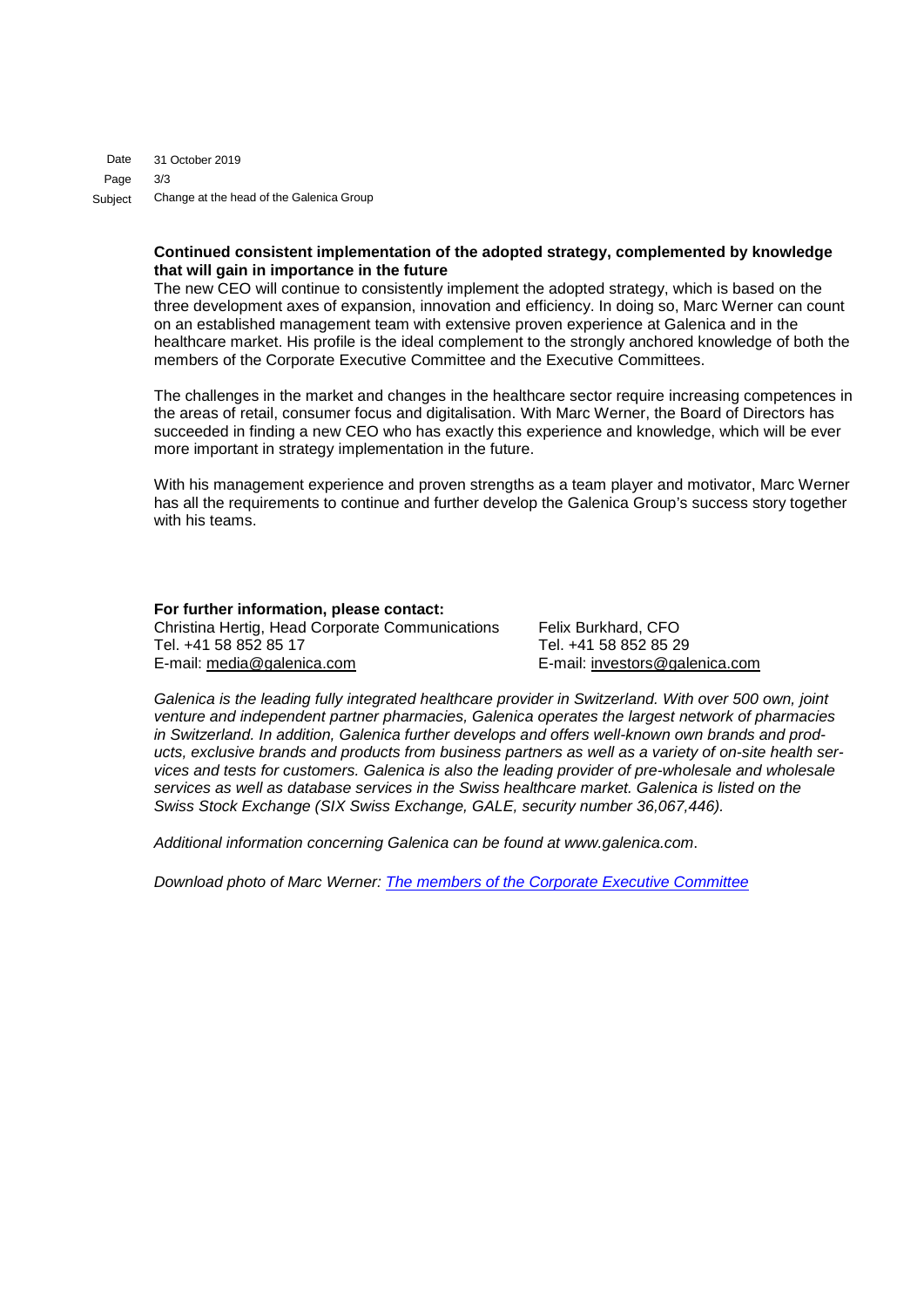**Continued consistent implementation of the adopted strategy, complemented by knowledge that will gain in importance in the future**

The new CEO will continue to consistently implement the adopted strategy, which is based on the three development axes of expansion, innovation and efficiency. In doing so, Marc Werner can count on an established management team with extensive proven experience at Galenica and in the healthcare market. His profile is the ideal complement to the strongly anchored knowledge of both the members of the Corporate Executive Committee and the Executive Committees.

The challenges in the market and changes in the healthcare sector require increasing competences in the areas of retail, consumer focus and digitalisation. With Marc Werner, the Board of Directors has succeeded in finding a new CEO who has exactly this experience and knowledge, which will be ever more important in strategy implementation in the future.

With his management experience and proven strengths as a team player and motivator, Marc Werner has all the requirements to continue and further develop the Galenica Group's success story together with his teams.

**For further information, please contact:**

Christina Hertig, Head Corporate Communications
Tel. +41 58 852 85 17
E-mail: media@galenica.com

Felix Burkhard, CFO
Tel. +41 58 852 85 29
E-mail: investors@galenica.com

*Galenica is the leading fully integrated healthcare provider in Switzerland. With over 500 own, joint venture and independent partner pharmacies, Galenica operates the largest network of pharmacies in Switzerland. In addition, Galenica further develops and offers well-known own brands and products, exclusive brands and products from business partners as well as a variety of on-site health services and tests for customers. Galenica is also the leading provider of pre-wholesale and wholesale services as well as database services in the Swiss healthcare market. Galenica is listed on the Swiss Stock Exchange (SIX Swiss Exchange, GALE, security number 36,067,446).*

*Additional information concerning Galenica can be found at www.galenica.com.*

*Download photo of Marc Werner: The members of the Corporate Executive Committee*